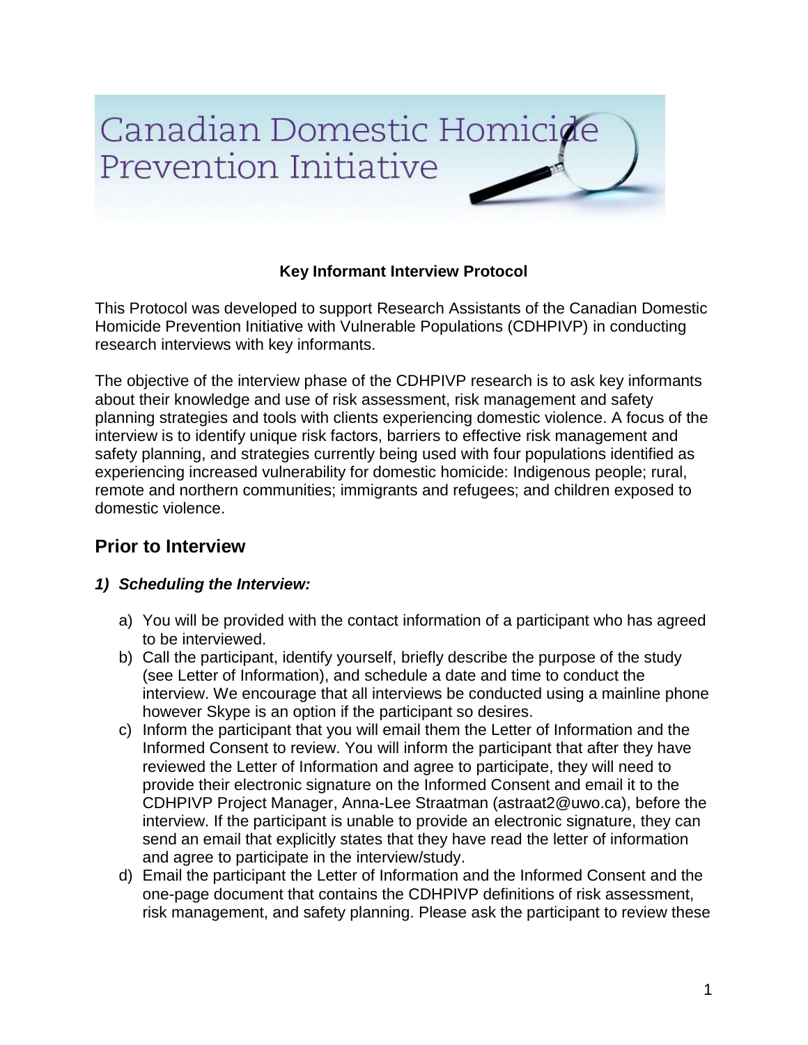# Canadian Domestic Homicide Prevention Initiative

**Key Informant Interview Protocol**

This Protocol was developed to support Research Assistants of the Canadian Domestic Homicide Prevention Initiative with Vulnerable Populations (CDHPIVP) in conducting research interviews with key informants.

The objective of the interview phase of the CDHPIVP research is to ask key informants about their knowledge and use of risk assessment, risk management and safety planning strategies and tools with clients experiencing domestic violence. A focus of the interview is to identify unique risk factors, barriers to effective risk management and safety planning, and strategies currently being used with four populations identified as experiencing increased vulnerability for domestic homicide: Indigenous people; rural, remote and northern communities; immigrants and refugees; and children exposed to domestic violence.

## Prior to Interview

### *1) Scheduling the Interview:*

a) You will be provided with the contact information of a participant who has agreed to be interviewed.
b) Call the participant, identify yourself, briefly describe the purpose of the study (see Letter of Information), and schedule a date and time to conduct the interview. We encourage that all interviews be conducted using a mainline phone however Skype is an option if the participant so desires.
c) Inform the participant that you will email them the Letter of Information and the Informed Consent to review. You will inform the participant that after they have reviewed the Letter of Information and agree to participate, they will need to provide their electronic signature on the Informed Consent and email it to the CDHPIVP Project Manager, Anna-Lee Straatman (astraat2@uwo.ca), before the interview. If the participant is unable to provide an electronic signature, they can send an email that explicitly states that they have read the letter of information and agree to participate in the interview/study.
d) Email the participant the Letter of Information and the Informed Consent and the one-page document that contains the CDHPIVP definitions of risk assessment, risk management, and safety planning. Please ask the participant to review these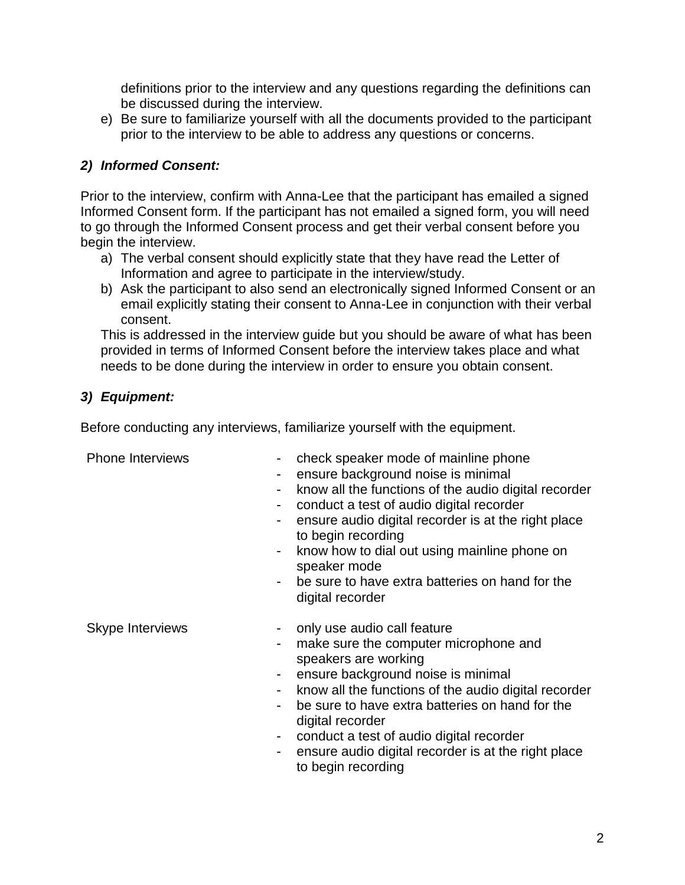definitions prior to the interview and any questions regarding the definitions can be discussed during the interview.

e) Be sure to familiarize yourself with all the documents provided to the participant prior to the interview to be able to address any questions or concerns.

### *2) Informed Consent:*

Prior to the interview, confirm with Anna-Lee that the participant has emailed a signed Informed Consent form. If the participant has not emailed a signed form, you will need to go through the Informed Consent process and get their verbal consent before you begin the interview.

a) The verbal consent should explicitly state that they have read the Letter of Information and agree to participate in the interview/study.
b) Ask the participant to also send an electronically signed Informed Consent or an email explicitly stating their consent to Anna-Lee in conjunction with their verbal consent.

This is addressed in the interview guide but you should be aware of what has been provided in terms of Informed Consent before the interview takes place and what needs to be done during the interview in order to ensure you obtain consent.

### *3) Equipment:*

Before conducting any interviews, familiarize yourself with the equipment.

Phone Interviews

- check speaker mode of mainline phone
- ensure background noise is minimal
- know all the functions of the audio digital recorder
- conduct a test of audio digital recorder
- ensure audio digital recorder is at the right place to begin recording
- know how to dial out using mainline phone on speaker mode
- be sure to have extra batteries on hand for the digital recorder

Skype Interviews

- only use audio call feature
- make sure the computer microphone and speakers are working
- ensure background noise is minimal
- know all the functions of the audio digital recorder
- be sure to have extra batteries on hand for the digital recorder
- conduct a test of audio digital recorder
- ensure audio digital recorder is at the right place to begin recording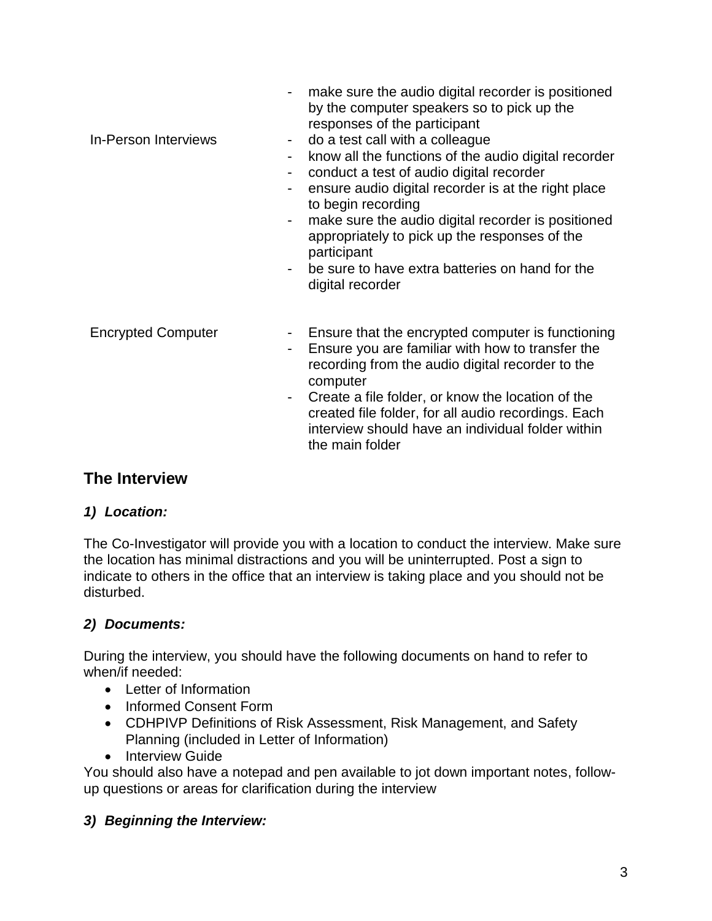| | |
|---|---|
| In-Person Interviews | - make sure the audio digital recorder is positioned by the computer speakers so to pick up the responses of the participant<br>- do a test call with a colleague<br>- know all the functions of the audio digital recorder<br>- conduct a test of audio digital recorder<br>- ensure audio digital recorder is at the right place to begin recording<br>- make sure the audio digital recorder is positioned appropriately to pick up the responses of the participant<br>- be sure to have extra batteries on hand for the digital recorder |
| Encrypted Computer | - Ensure that the encrypted computer is functioning<br>- Ensure you are familiar with how to transfer the recording from the audio digital recorder to the computer<br>- Create a file folder, or know the location of the created file folder, for all audio recordings. Each interview should have an individual folder within the main folder |

## The Interview

### *1) Location:*

The Co-Investigator will provide you with a location to conduct the interview. Make sure the location has minimal distractions and you will be uninterrupted. Post a sign to indicate to others in the office that an interview is taking place and you should not be disturbed.

### *2) Documents:*

During the interview, you should have the following documents on hand to refer to when/if needed:

- Letter of Information
- Informed Consent Form
- CDHPIVP Definitions of Risk Assessment, Risk Management, and Safety Planning (included in Letter of Information)
- Interview Guide

You should also have a notepad and pen available to jot down important notes, follow-up questions or areas for clarification during the interview

### *3) Beginning the Interview:*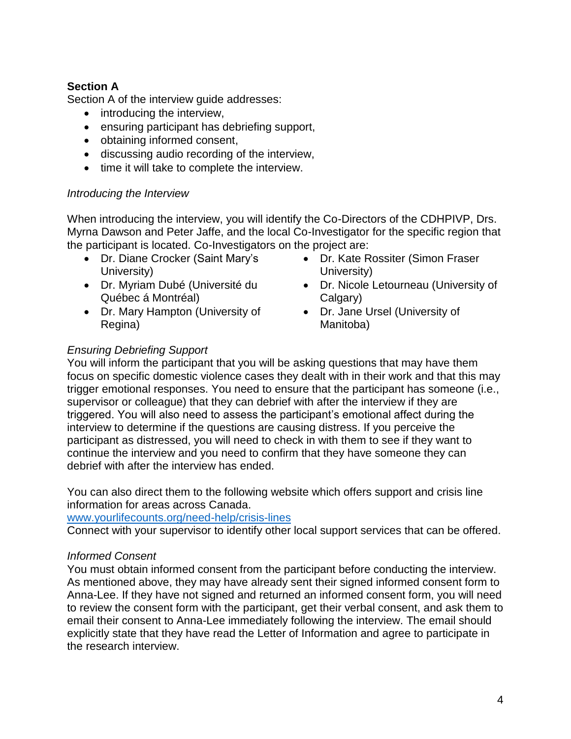## Section A

Section A of the interview guide addresses:

- introducing the interview,
- ensuring participant has debriefing support,
- obtaining informed consent,
- discussing audio recording of the interview,
- time it will take to complete the interview.

*Introducing the Interview*

When introducing the interview, you will identify the Co-Directors of the CDHPIVP, Drs. Myrna Dawson and Peter Jaffe, and the local Co-Investigator for the specific region that the participant is located. Co-Investigators on the project are:

- Dr. Diane Crocker (Saint Mary's University)
- Dr. Myriam Dubé (Université du Québec á Montréal)
- Dr. Mary Hampton (University of Regina)
- Dr. Kate Rossiter (Simon Fraser University)
- Dr. Nicole Letourneau (University of Calgary)
- Dr. Jane Ursel (University of Manitoba)

*Ensuring Debriefing Support*

You will inform the participant that you will be asking questions that may have them focus on specific domestic violence cases they dealt with in their work and that this may trigger emotional responses. You need to ensure that the participant has someone (i.e., supervisor or colleague) that they can debrief with after the interview if they are triggered. You will also need to assess the participant's emotional affect during the interview to determine if the questions are causing distress. If you perceive the participant as distressed, you will need to check in with them to see if they want to continue the interview and you need to confirm that they have someone they can debrief with after the interview has ended.

You can also direct them to the following website which offers support and crisis line information for areas across Canada.
www.yourlifecounts.org/need-help/crisis-lines
Connect with your supervisor to identify other local support services that can be offered.

*Informed Consent*

You must obtain informed consent from the participant before conducting the interview. As mentioned above, they may have already sent their signed informed consent form to Anna-Lee. If they have not signed and returned an informed consent form, you will need to review the consent form with the participant, get their verbal consent, and ask them to email their consent to Anna-Lee immediately following the interview. The email should explicitly state that they have read the Letter of Information and agree to participate in the research interview.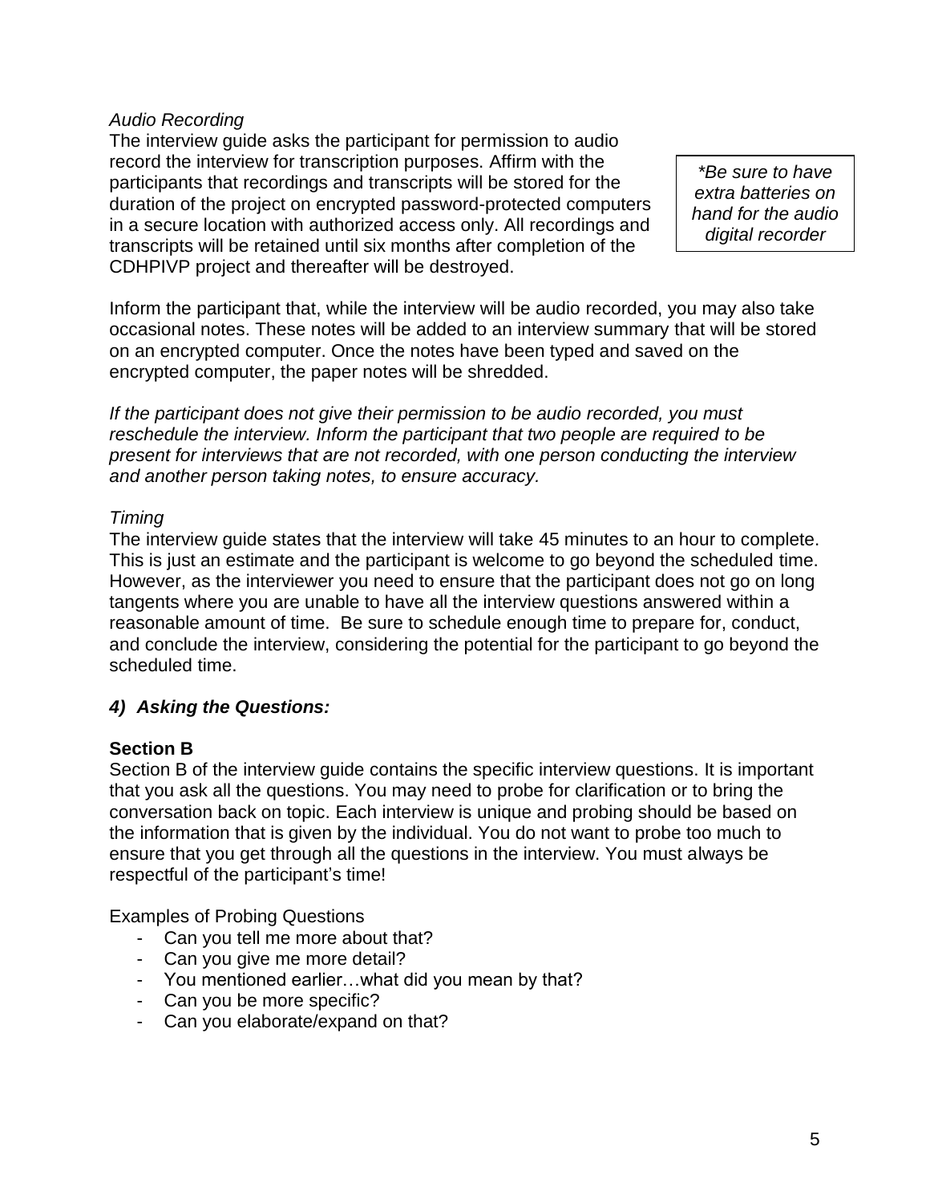*Audio Recording*

The interview guide asks the participant for permission to audio record the interview for transcription purposes. Affirm with the participants that recordings and transcripts will be stored for the duration of the project on encrypted password-protected computers in a secure location with authorized access only. All recordings and transcripts will be retained until six months after completion of the CDHPIVP project and thereafter will be destroyed.

> *\*Be sure to have extra batteries on hand for the audio digital recorder*

Inform the participant that, while the interview will be audio recorded, you may also take occasional notes. These notes will be added to an interview summary that will be stored on an encrypted computer. Once the notes have been typed and saved on the encrypted computer, the paper notes will be shredded.

*If the participant does not give their permission to be audio recorded, you must reschedule the interview. Inform the participant that two people are required to be present for interviews that are not recorded, with one person conducting the interview and another person taking notes, to ensure accuracy.*

*Timing*

The interview guide states that the interview will take 45 minutes to an hour to complete. This is just an estimate and the participant is welcome to go beyond the scheduled time. However, as the interviewer you need to ensure that the participant does not go on long tangents where you are unable to have all the interview questions answered within a reasonable amount of time. Be sure to schedule enough time to prepare for, conduct, and conclude the interview, considering the potential for the participant to go beyond the scheduled time.

### *4) Asking the Questions:*

**Section B**

Section B of the interview guide contains the specific interview questions. It is important that you ask all the questions. You may need to probe for clarification or to bring the conversation back on topic. Each interview is unique and probing should be based on the information that is given by the individual. You do not want to probe too much to ensure that you get through all the questions in the interview. You must always be respectful of the participant's time!

Examples of Probing Questions

- Can you tell me more about that?
- Can you give me more detail?
- You mentioned earlier…what did you mean by that?
- Can you be more specific?
- Can you elaborate/expand on that?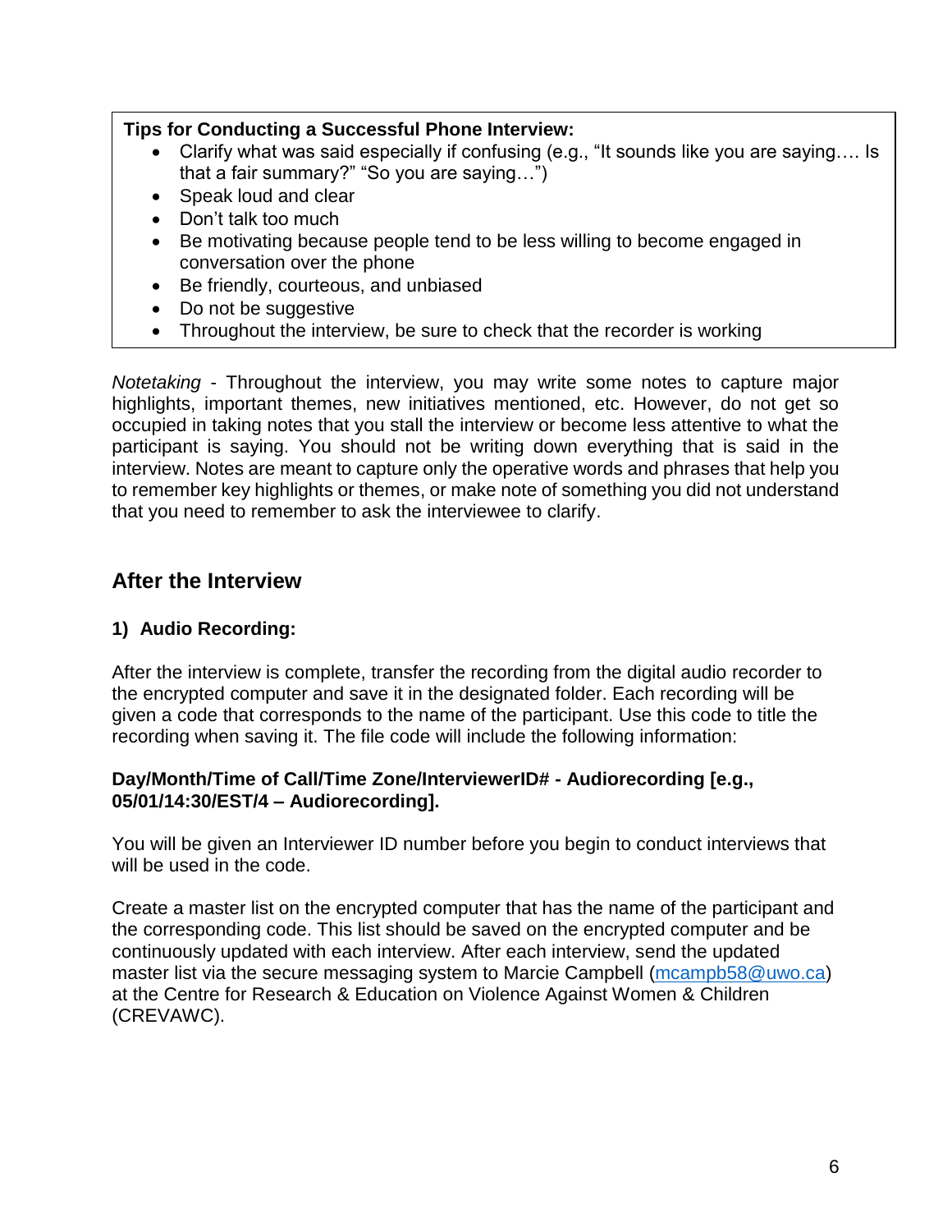**Tips for Conducting a Successful Phone Interview:**

- Clarify what was said especially if confusing (e.g., "It sounds like you are saying…. Is that a fair summary?" "So you are saying…")
- Speak loud and clear
- Don't talk too much
- Be motivating because people tend to be less willing to become engaged in conversation over the phone
- Be friendly, courteous, and unbiased
- Do not be suggestive
- Throughout the interview, be sure to check that the recorder is working

*Notetaking* - Throughout the interview, you may write some notes to capture major highlights, important themes, new initiatives mentioned, etc. However, do not get so occupied in taking notes that you stall the interview or become less attentive to what the participant is saying. You should not be writing down everything that is said in the interview. Notes are meant to capture only the operative words and phrases that help you to remember key highlights or themes, or make note of something you did not understand that you need to remember to ask the interviewee to clarify.

## After the Interview

### 1) Audio Recording:

After the interview is complete, transfer the recording from the digital audio recorder to the encrypted computer and save it in the designated folder. Each recording will be given a code that corresponds to the name of the participant. Use this code to title the recording when saving it. The file code will include the following information:

**Day/Month/Time of Call/Time Zone/InterviewerID# - Audiorecording [e.g., 05/01/14:30/EST/4 – Audiorecording].**

You will be given an Interviewer ID number before you begin to conduct interviews that will be used in the code.

Create a master list on the encrypted computer that has the name of the participant and the corresponding code. This list should be saved on the encrypted computer and be continuously updated with each interview. After each interview, send the updated master list via the secure messaging system to Marcie Campbell (mcampb58@uwo.ca) at the Centre for Research & Education on Violence Against Women & Children (CREVAWC).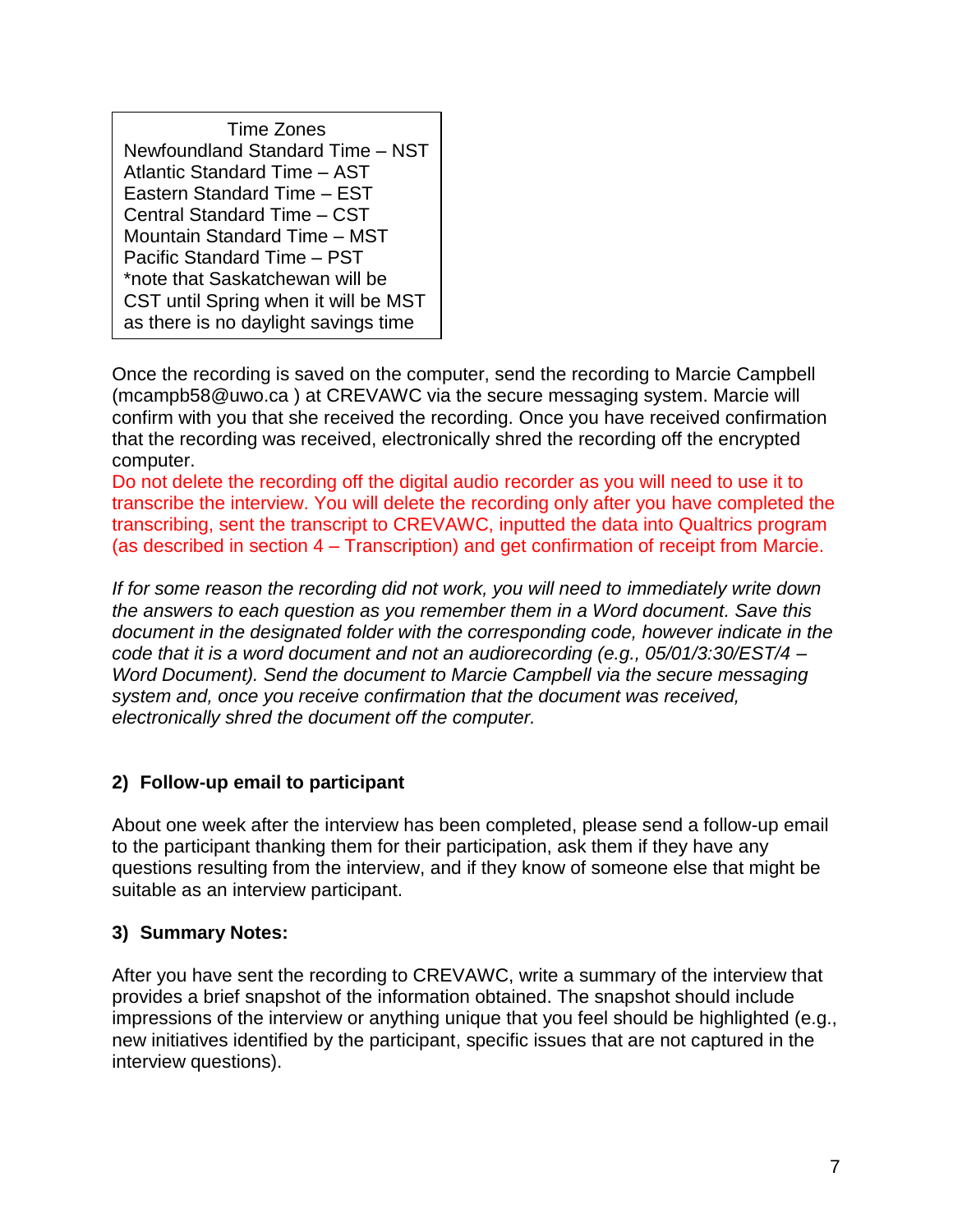| Time Zones |
| --- |
| Newfoundland Standard Time – NST |
| Atlantic Standard Time – AST |
| Eastern Standard Time – EST |
| Central Standard Time – CST |
| Mountain Standard Time – MST |
| Pacific Standard Time – PST |
| *note that Saskatchewan will be CST until Spring when it will be MST as there is no daylight savings time |

Once the recording is saved on the computer, send the recording to Marcie Campbell (mcampb58@uwo.ca ) at CREVAWC via the secure messaging system. Marcie will confirm with you that she received the recording. Once you have received confirmation that the recording was received, electronically shred the recording off the encrypted computer.
Do not delete the recording off the digital audio recorder as you will need to use it to transcribe the interview. You will delete the recording only after you have completed the transcribing, sent the transcript to CREVAWC, inputted the data into Qualtrics program (as described in section 4 – Transcription) and get confirmation of receipt from Marcie.

*If for some reason the recording did not work, you will need to immediately write down the answers to each question as you remember them in a Word document. Save this document in the designated folder with the corresponding code, however indicate in the code that it is a word document and not an audiorecording (e.g., 05/01/3:30/EST/4 – Word Document). Send the document to Marcie Campbell via the secure messaging system and, once you receive confirmation that the document was received, electronically shred the document off the computer.*

## 2) Follow-up email to participant

About one week after the interview has been completed, please send a follow-up email to the participant thanking them for their participation, ask them if they have any questions resulting from the interview, and if they know of someone else that might be suitable as an interview participant.

## 3) Summary Notes:

After you have sent the recording to CREVAWC, write a summary of the interview that provides a brief snapshot of the information obtained. The snapshot should include impressions of the interview or anything unique that you feel should be highlighted (e.g., new initiatives identified by the participant, specific issues that are not captured in the interview questions).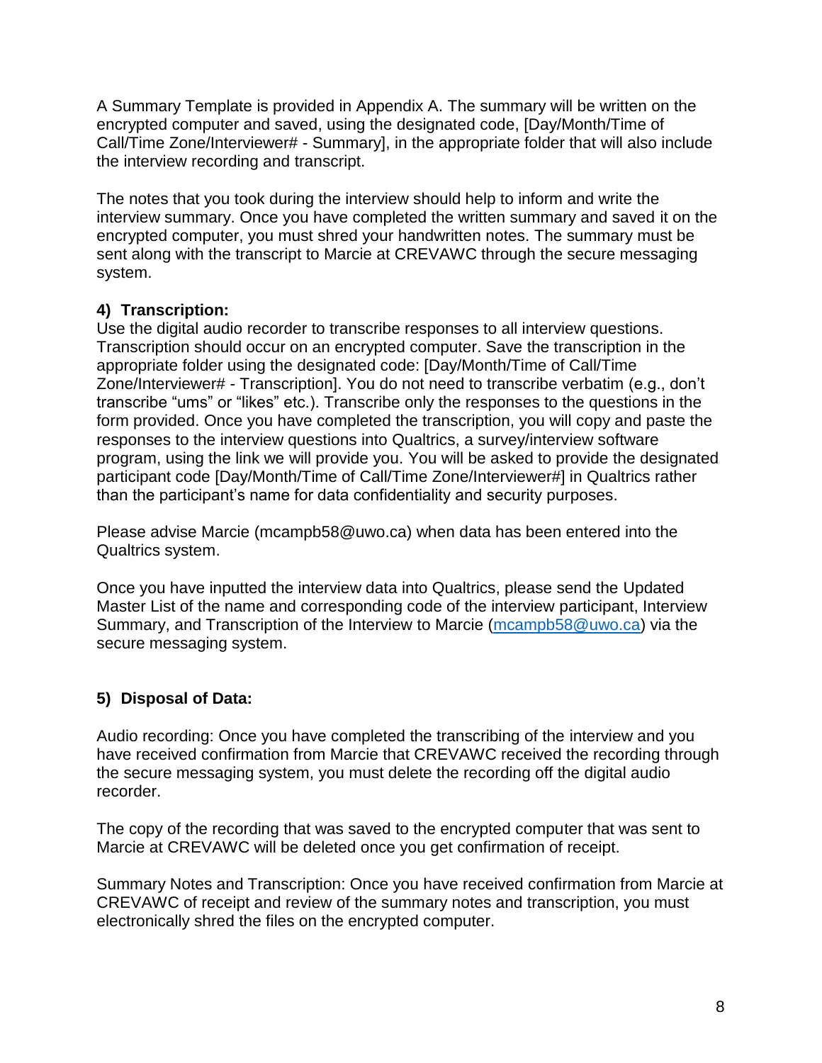A Summary Template is provided in Appendix A. The summary will be written on the encrypted computer and saved, using the designated code, [Day/Month/Time of Call/Time Zone/Interviewer# - Summary], in the appropriate folder that will also include the interview recording and transcript.

The notes that you took during the interview should help to inform and write the interview summary. Once you have completed the written summary and saved it on the encrypted computer, you must shred your handwritten notes. The summary must be sent along with the transcript to Marcie at CREVAWC through the secure messaging system.

### 4) Transcription:

Use the digital audio recorder to transcribe responses to all interview questions. Transcription should occur on an encrypted computer. Save the transcription in the appropriate folder using the designated code: [Day/Month/Time of Call/Time Zone/Interviewer# - Transcription]. You do not need to transcribe verbatim (e.g., don't transcribe "ums" or "likes" etc.). Transcribe only the responses to the questions in the form provided. Once you have completed the transcription, you will copy and paste the responses to the interview questions into Qualtrics, a survey/interview software program, using the link we will provide you. You will be asked to provide the designated participant code [Day/Month/Time of Call/Time Zone/Interviewer#] in Qualtrics rather than the participant's name for data confidentiality and security purposes.

Please advise Marcie (mcampb58@uwo.ca) when data has been entered into the Qualtrics system.

Once you have inputted the interview data into Qualtrics, please send the Updated Master List of the name and corresponding code of the interview participant, Interview Summary, and Transcription of the Interview to Marcie (mcampb58@uwo.ca) via the secure messaging system.

### 5) Disposal of Data:

Audio recording: Once you have completed the transcribing of the interview and you have received confirmation from Marcie that CREVAWC received the recording through the secure messaging system, you must delete the recording off the digital audio recorder.

The copy of the recording that was saved to the encrypted computer that was sent to Marcie at CREVAWC will be deleted once you get confirmation of receipt.

Summary Notes and Transcription: Once you have received confirmation from Marcie at CREVAWC of receipt and review of the summary notes and transcription, you must electronically shred the files on the encrypted computer.